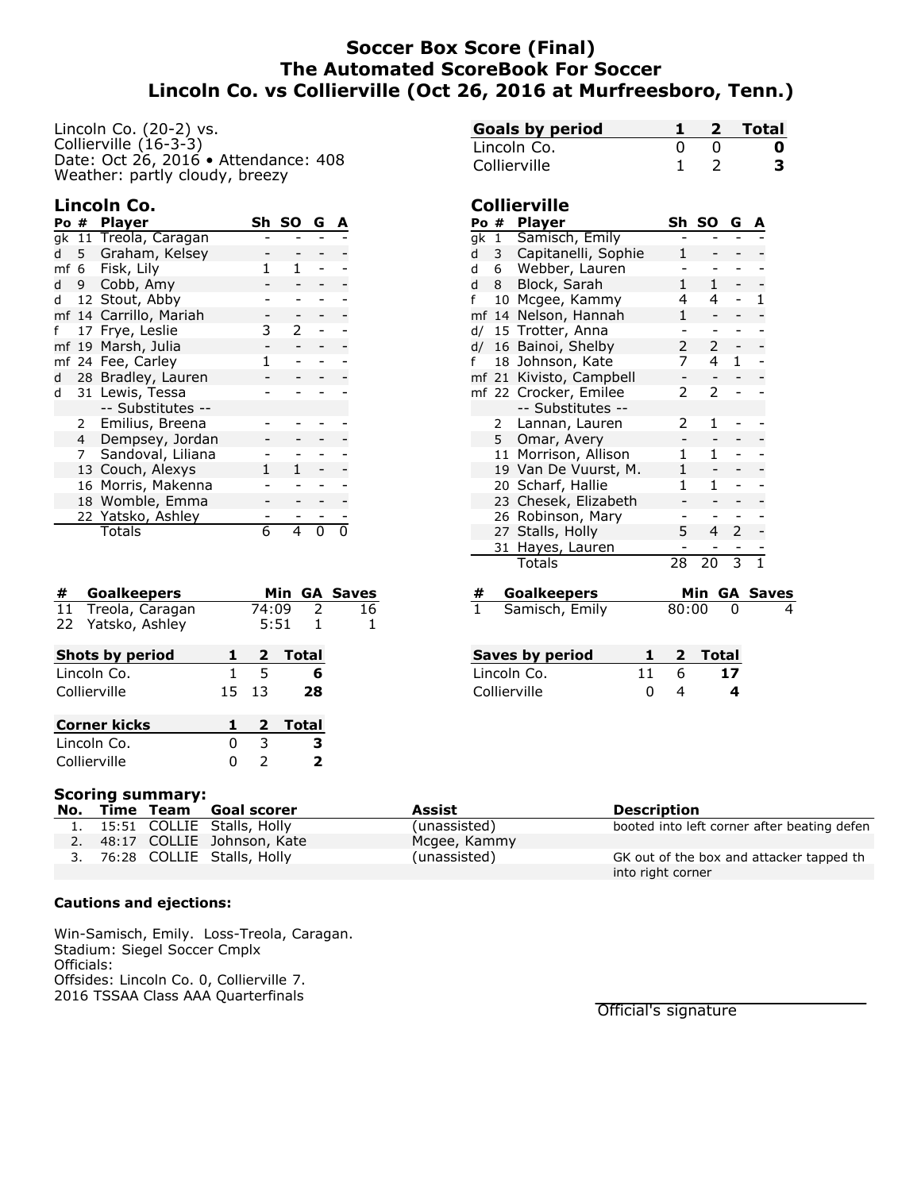# Soccer Box Score (Final)
# The Automated ScoreBook For Soccer
# Lincoln Co. vs Collierville (Oct 26, 2016 at Murfreesboro, Tenn.)

Lincoln Co. (20-2) vs.
Collierville (16-3-3)
Date: Oct 26, 2016 • Attendance: 408
Weather: partly cloudy, breezy

| Goals by period | 1 | 2 | Total |
|---|---|---|---|
| Lincoln Co. | 0 | 0 | **0** |
| Collierville | 1 | 2 | **3** |

## Lincoln Co.

| Po | # | Player | Sh | SO | G | A |
|---|---|---|---|---|---|---|
| gk | 11 | Treola, Caragan | - | - | - | - |
| d | 5 | Graham, Kelsey | - | - | - | - |
| mf | 6 | Fisk, Lily | 1 | 1 | - | - |
| d | 9 | Cobb, Amy | - | - | - | - |
| d | 12 | Stout, Abby | - | - | - | - |
| mf | 14 | Carrillo, Mariah | - | - | - | - |
| f | 17 | Frye, Leslie | 3 | 2 | - | - |
| mf | 19 | Marsh, Julia | - | - | - | - |
| mf | 24 | Fee, Carley | 1 | - | - | - |
| d | 28 | Bradley, Lauren | - | - | - | - |
| d | 31 | Lewis, Tessa | - | - | - | - |
| | | -- Substitutes -- | | | | |
| | 2 | Emilius, Breena | - | - | - | - |
| | 4 | Dempsey, Jordan | - | - | - | - |
| | 7 | Sandoval, Liliana | - | - | - | - |
| | 13 | Couch, Alexys | 1 | 1 | - | - |
| | 16 | Morris, Makenna | - | - | - | - |
| | 18 | Womble, Emma | - | - | - | - |
| | 22 | Yatsko, Ashley | - | - | - | - |
| | | Totals | 6 | 4 | 0 | 0 |

## Collierville

| Po | # | Player | Sh | SO | G | A |
|---|---|---|---|---|---|---|
| gk | 1 | Samisch, Emily | - | - | - | - |
| d | 3 | Capitanelli, Sophie | 1 | - | - | - |
| d | 6 | Webber, Lauren | - | - | - | - |
| d | 8 | Block, Sarah | 1 | 1 | - | - |
| f | 10 | Mcgee, Kammy | 4 | 4 | - | 1 |
| mf | 14 | Nelson, Hannah | 1 | - | - | - |
| d/ | 15 | Trotter, Anna | - | - | - | - |
| d/ | 16 | Bainoi, Shelby | 2 | 2 | - | - |
| f | 18 | Johnson, Kate | 7 | 4 | 1 | - |
| mf | 21 | Kivisto, Campbell | - | - | - | - |
| mf | 22 | Crocker, Emilee | 2 | 2 | - | - |
| | | -- Substitutes -- | | | | |
| | 2 | Lannan, Lauren | 2 | 1 | - | - |
| | 5 | Omar, Avery | - | - | - | - |
| | 11 | Morrison, Allison | 1 | 1 | - | - |
| | 19 | Van De Vuurst, M. | 1 | - | - | - |
| | 20 | Scharf, Hallie | 1 | 1 | - | - |
| | 23 | Chesek, Elizabeth | - | - | - | - |
| | 26 | Robinson, Mary | - | - | - | - |
| | 27 | Stalls, Holly | 5 | 4 | 2 | - |
| | 31 | Hayes, Lauren | - | - | - | - |
| | | Totals | 28 | 20 | 3 | 1 |

| # | Goalkeepers | Min | GA | Saves |
|---|---|---|---|---|
| 11 | Treola, Caragan | 74:09 | 2 | 16 |
| 22 | Yatsko, Ashley | 5:51 | 1 | 1 |

| # | Goalkeepers | Min | GA | Saves |
|---|---|---|---|---|
| 1 | Samisch, Emily | 80:00 | 0 | 4 |

| Shots by period | 1 | 2 | Total |
|---|---|---|---|
| Lincoln Co. | 1 | 5 | **6** |
| Collierville | 15 | 13 | **28** |

| Saves by period | 1 | 2 | Total |
|---|---|---|---|
| Lincoln Co. | 11 | 6 | **17** |
| Collierville | 0 | 4 | **4** |

| Corner kicks | 1 | 2 | Total |
|---|---|---|---|
| Lincoln Co. | 0 | 3 | **3** |
| Collierville | 0 | 2 | **2** |

**Scoring summary:**

| No. | Time | Team | Goal scorer | Assist | Description |
|---|---|---|---|---|---|
| 1. | 15:51 | COLLIE | Stalls, Holly | (unassisted) | booted into left corner after beating defen |
| 2. | 48:17 | COLLIE | Johnson, Kate | Mcgee, Kammy | |
| 3. | 76:28 | COLLIE | Stalls, Holly | (unassisted) | GK out of the box and attacker tapped th into right corner |

**Cautions and ejections:**

Win-Samisch, Emily. Loss-Treola, Caragan.
Stadium: Siegel Soccer Cmplx
Officials:
Offsides: Lincoln Co. 0, Collierville 7.
2016 TSSAA Class AAA Quarterfinals

Official's signature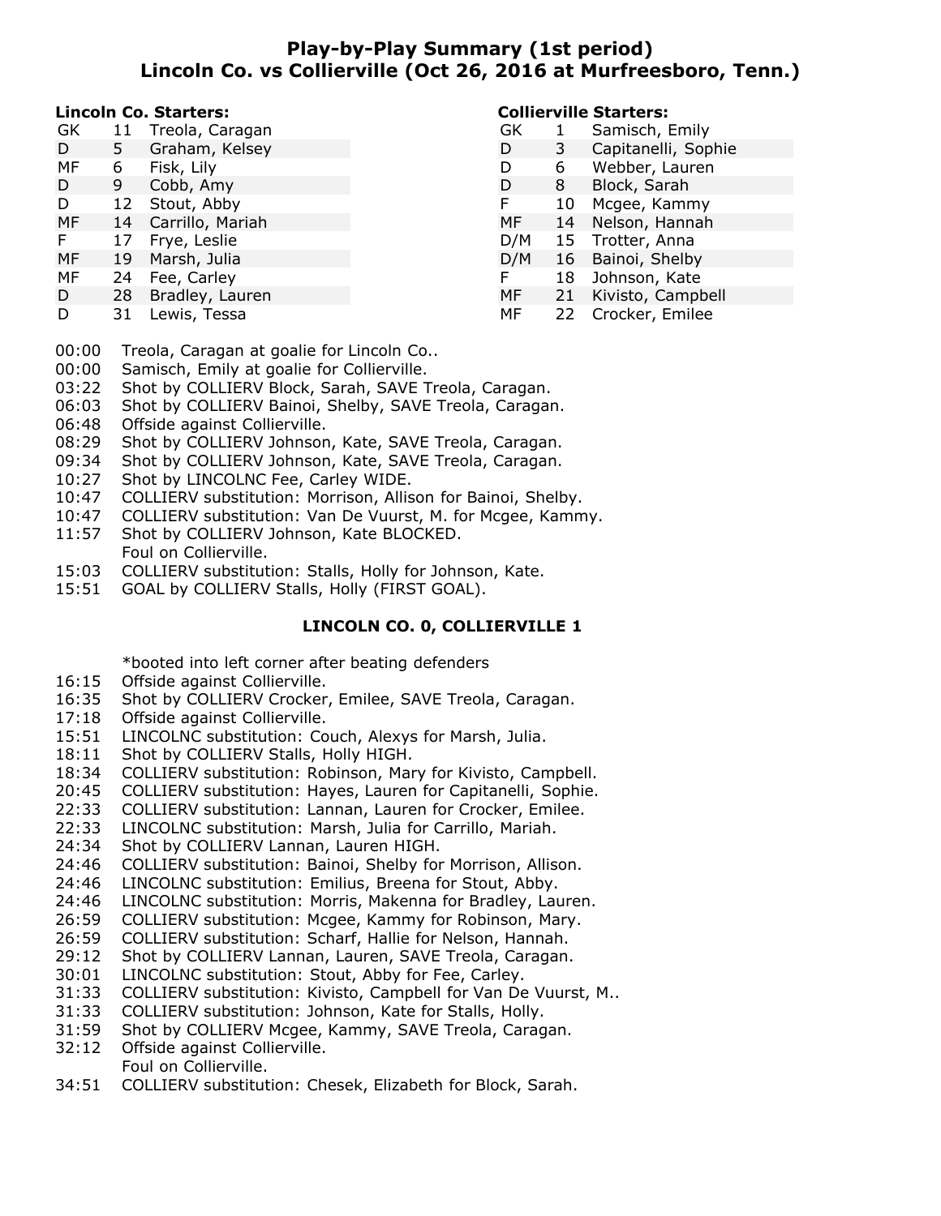# Play-by-Play Summary (1st period)
## Lincoln Co. vs Collierville (Oct 26, 2016 at Murfreesboro, Tenn.)

**Lincoln Co. Starters:**

| | | |
|---|---|---|
| GK | 11 | Treola, Caragan |
| D | 5 | Graham, Kelsey |
| MF | 6 | Fisk, Lily |
| D | 9 | Cobb, Amy |
| D | 12 | Stout, Abby |
| MF | 14 | Carrillo, Mariah |
| F | 17 | Frye, Leslie |
| MF | 19 | Marsh, Julia |
| MF | 24 | Fee, Carley |
| D | 28 | Bradley, Lauren |
| D | 31 | Lewis, Tessa |

**Collierville Starters:**

| | | |
|---|---|---|
| GK | 1 | Samisch, Emily |
| D | 3 | Capitanelli, Sophie |
| D | 6 | Webber, Lauren |
| D | 8 | Block, Sarah |
| F | 10 | Mcgee, Kammy |
| MF | 14 | Nelson, Hannah |
| D/M | 15 | Trotter, Anna |
| D/M | 16 | Bainoi, Shelby |
| F | 18 | Johnson, Kate |
| MF | 21 | Kivisto, Campbell |
| MF | 22 | Crocker, Emilee |

00:00 Treola, Caragan at goalie for Lincoln Co..
00:00 Samisch, Emily at goalie for Collierville.
03:22 Shot by COLLIERV Block, Sarah, SAVE Treola, Caragan.
06:03 Shot by COLLIERV Bainoi, Shelby, SAVE Treola, Caragan.
06:48 Offside against Collierville.
08:29 Shot by COLLIERV Johnson, Kate, SAVE Treola, Caragan.
09:34 Shot by COLLIERV Johnson, Kate, SAVE Treola, Caragan.
10:27 Shot by LINCOLNC Fee, Carley WIDE.
10:47 COLLIERV substitution: Morrison, Allison for Bainoi, Shelby.
10:47 COLLIERV substitution: Van De Vuurst, M. for Mcgee, Kammy.
11:57 Shot by COLLIERV Johnson, Kate BLOCKED.
Foul on Collierville.
15:03 COLLIERV substitution: Stalls, Holly for Johnson, Kate.
15:51 GOAL by COLLIERV Stalls, Holly (FIRST GOAL).

**LINCOLN CO. 0, COLLIERVILLE 1**

*booted into left corner after beating defenders
16:15 Offside against Collierville.
16:35 Shot by COLLIERV Crocker, Emilee, SAVE Treola, Caragan.
17:18 Offside against Collierville.
15:51 LINCOLNC substitution: Couch, Alexys for Marsh, Julia.
18:11 Shot by COLLIERV Stalls, Holly HIGH.
18:34 COLLIERV substitution: Robinson, Mary for Kivisto, Campbell.
20:45 COLLIERV substitution: Hayes, Lauren for Capitanelli, Sophie.
22:33 COLLIERV substitution: Lannan, Lauren for Crocker, Emilee.
22:33 LINCOLNC substitution: Marsh, Julia for Carrillo, Mariah.
24:34 Shot by COLLIERV Lannan, Lauren HIGH.
24:46 COLLIERV substitution: Bainoi, Shelby for Morrison, Allison.
24:46 LINCOLNC substitution: Emilius, Breena for Stout, Abby.
24:46 LINCOLNC substitution: Morris, Makenna for Bradley, Lauren.
26:59 COLLIERV substitution: Mcgee, Kammy for Robinson, Mary.
26:59 COLLIERV substitution: Scharf, Hallie for Nelson, Hannah.
29:12 Shot by COLLIERV Lannan, Lauren, SAVE Treola, Caragan.
30:01 LINCOLNC substitution: Stout, Abby for Fee, Carley.
31:33 COLLIERV substitution: Kivisto, Campbell for Van De Vuurst, M..
31:33 COLLIERV substitution: Johnson, Kate for Stalls, Holly.
31:59 Shot by COLLIERV Mcgee, Kammy, SAVE Treola, Caragan.
32:12 Offside against Collierville.
Foul on Collierville.
34:51 COLLIERV substitution: Chesek, Elizabeth for Block, Sarah.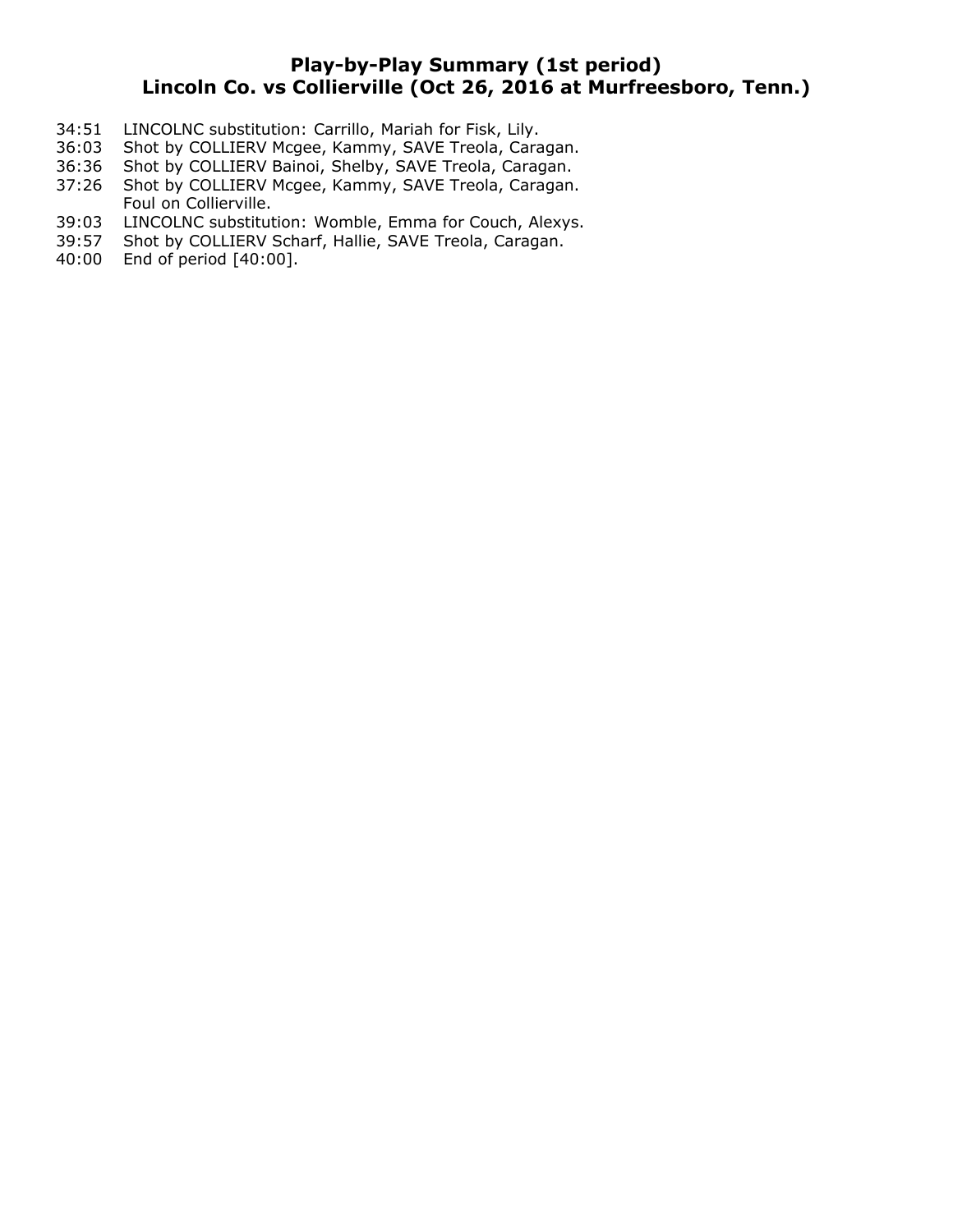## Play-by-Play Summary (1st period)
## Lincoln Co. vs Collierville (Oct 26, 2016 at Murfreesboro, Tenn.)

34:51 LINCOLNC substitution: Carrillo, Mariah for Fisk, Lily.
36:03 Shot by COLLIERV Mcgee, Kammy, SAVE Treola, Caragan.
36:36 Shot by COLLIERV Bainoi, Shelby, SAVE Treola, Caragan.
37:26 Shot by COLLIERV Mcgee, Kammy, SAVE Treola, Caragan.
Foul on Collierville.
39:03 LINCOLNC substitution: Womble, Emma for Couch, Alexys.
39:57 Shot by COLLIERV Scharf, Hallie, SAVE Treola, Caragan.
40:00 End of period [40:00].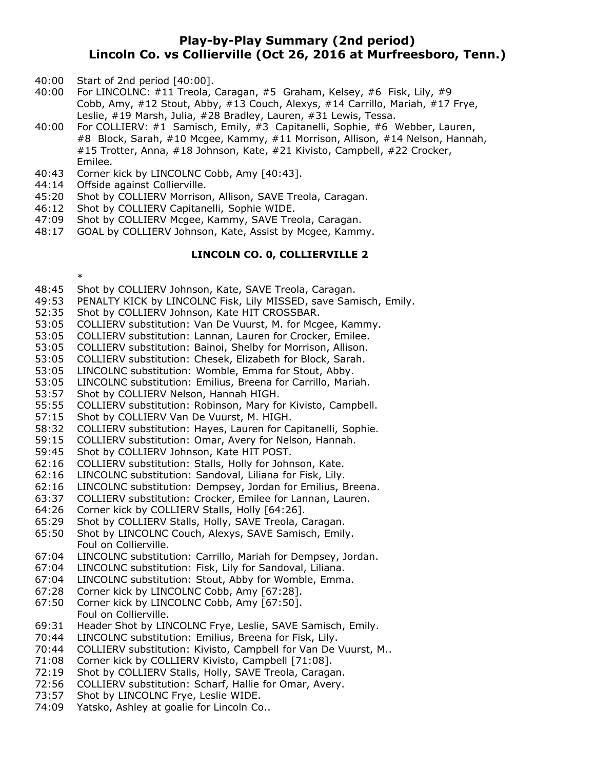# Play-by-Play Summary (2nd period)
# Lincoln Co. vs Collierville (Oct 26, 2016 at Murfreesboro, Tenn.)

40:00 Start of 2nd period [40:00].
40:00 For LINCOLNC: #11 Treola, Caragan, #5 Graham, Kelsey, #6 Fisk, Lily, #9 Cobb, Amy, #12 Stout, Abby, #13 Couch, Alexys, #14 Carrillo, Mariah, #17 Frye, Leslie, #19 Marsh, Julia, #28 Bradley, Lauren, #31 Lewis, Tessa.
40:00 For COLLIERV: #1 Samisch, Emily, #3 Capitanelli, Sophie, #6 Webber, Lauren, #8 Block, Sarah, #10 Mcgee, Kammy, #11 Morrison, Allison, #14 Nelson, Hannah, #15 Trotter, Anna, #18 Johnson, Kate, #21 Kivisto, Campbell, #22 Crocker, Emilee.
40:43 Corner kick by LINCOLNC Cobb, Amy [40:43].
44:14 Offside against Collierville.
45:20 Shot by COLLIERV Morrison, Allison, SAVE Treola, Caragan.
46:12 Shot by COLLIERV Capitanelli, Sophie WIDE.
47:09 Shot by COLLIERV Mcgee, Kammy, SAVE Treola, Caragan.
48:17 GOAL by COLLIERV Johnson, Kate, Assist by Mcgee, Kammy.

**LINCOLN CO. 0, COLLIERVILLE 2**

*

48:45 Shot by COLLIERV Johnson, Kate, SAVE Treola, Caragan.
49:53 PENALTY KICK by LINCOLNC Fisk, Lily MISSED, save Samisch, Emily.
52:35 Shot by COLLIERV Johnson, Kate HIT CROSSBAR.
53:05 COLLIERV substitution: Van De Vuurst, M. for Mcgee, Kammy.
53:05 COLLIERV substitution: Lannan, Lauren for Crocker, Emilee.
53:05 COLLIERV substitution: Bainoi, Shelby for Morrison, Allison.
53:05 COLLIERV substitution: Chesek, Elizabeth for Block, Sarah.
53:05 LINCOLNC substitution: Womble, Emma for Stout, Abby.
53:05 LINCOLNC substitution: Emilius, Breena for Carrillo, Mariah.
53:57 Shot by COLLIERV Nelson, Hannah HIGH.
55:55 COLLIERV substitution: Robinson, Mary for Kivisto, Campbell.
57:15 Shot by COLLIERV Van De Vuurst, M. HIGH.
58:32 COLLIERV substitution: Hayes, Lauren for Capitanelli, Sophie.
59:15 COLLIERV substitution: Omar, Avery for Nelson, Hannah.
59:45 Shot by COLLIERV Johnson, Kate HIT POST.
62:16 COLLIERV substitution: Stalls, Holly for Johnson, Kate.
62:16 LINCOLNC substitution: Sandoval, Liliana for Fisk, Lily.
62:16 LINCOLNC substitution: Dempsey, Jordan for Emilius, Breena.
63:37 COLLIERV substitution: Crocker, Emilee for Lannan, Lauren.
64:26 Corner kick by COLLIERV Stalls, Holly [64:26].
65:29 Shot by COLLIERV Stalls, Holly, SAVE Treola, Caragan.
65:50 Shot by LINCOLNC Couch, Alexys, SAVE Samisch, Emily.
Foul on Collierville.
67:04 LINCOLNC substitution: Carrillo, Mariah for Dempsey, Jordan.
67:04 LINCOLNC substitution: Fisk, Lily for Sandoval, Liliana.
67:04 LINCOLNC substitution: Stout, Abby for Womble, Emma.
67:28 Corner kick by LINCOLNC Cobb, Amy [67:28].
67:50 Corner kick by LINCOLNC Cobb, Amy [67:50].
Foul on Collierville.
69:31 Header Shot by LINCOLNC Frye, Leslie, SAVE Samisch, Emily.
70:44 LINCOLNC substitution: Emilius, Breena for Fisk, Lily.
70:44 COLLIERV substitution: Kivisto, Campbell for Van De Vuurst, M..
71:08 Corner kick by COLLIERV Kivisto, Campbell [71:08].
72:19 Shot by COLLIERV Stalls, Holly, SAVE Treola, Caragan.
72:56 COLLIERV substitution: Scharf, Hallie for Omar, Avery.
73:57 Shot by LINCOLNC Frye, Leslie WIDE.
74:09 Yatsko, Ashley at goalie for Lincoln Co..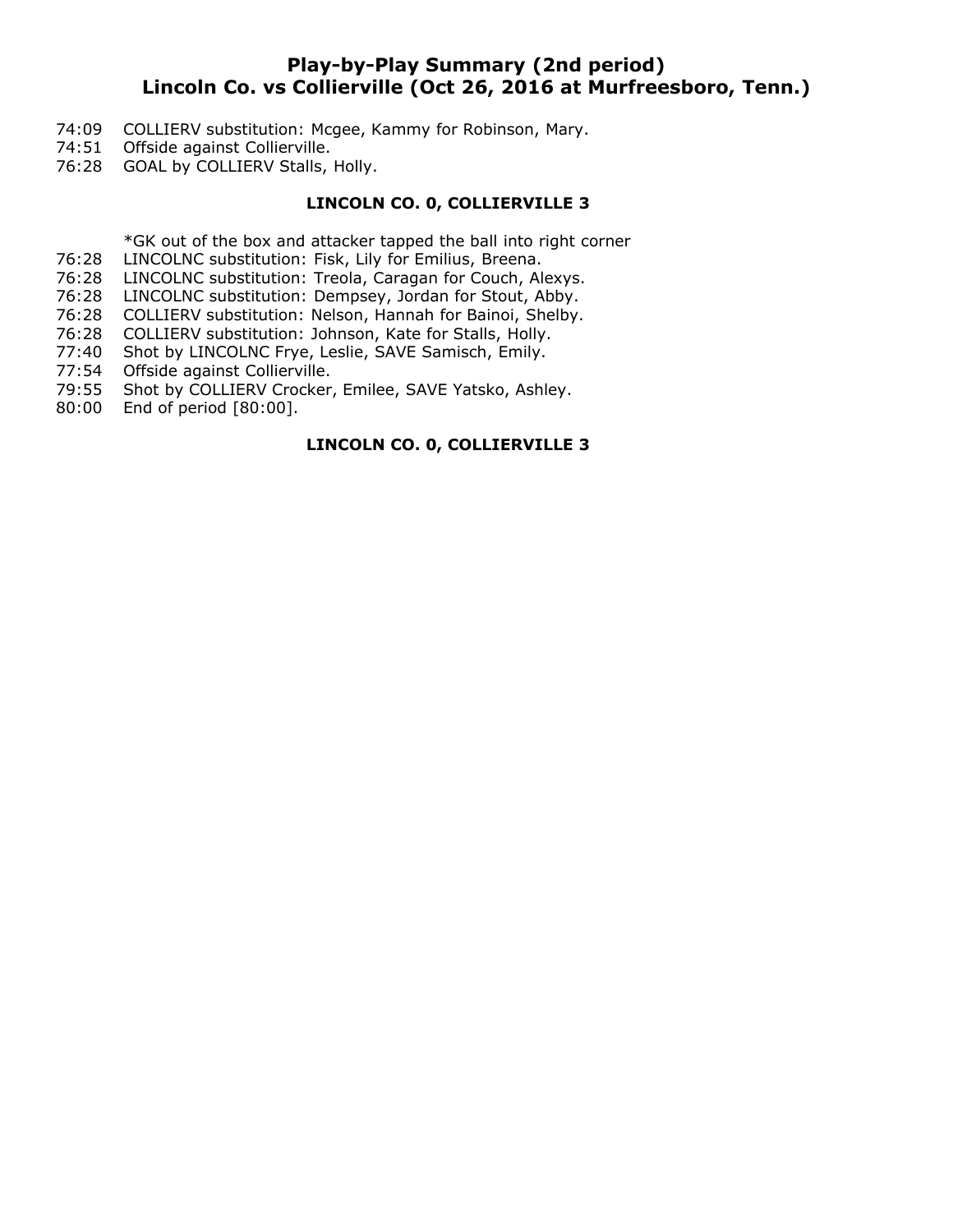## Play-by-Play Summary (2nd period)
## Lincoln Co. vs Collierville (Oct 26, 2016 at Murfreesboro, Tenn.)

74:09 COLLIERV substitution: Mcgee, Kammy for Robinson, Mary.
74:51 Offside against Collierville.
76:28 GOAL by COLLIERV Stalls, Holly.

**LINCOLN CO. 0, COLLIERVILLE 3**

*GK out of the box and attacker tapped the ball into right corner
76:28 LINCOLNC substitution: Fisk, Lily for Emilius, Breena.
76:28 LINCOLNC substitution: Treola, Caragan for Couch, Alexys.
76:28 LINCOLNC substitution: Dempsey, Jordan for Stout, Abby.
76:28 COLLIERV substitution: Nelson, Hannah for Bainoi, Shelby.
76:28 COLLIERV substitution: Johnson, Kate for Stalls, Holly.
77:40 Shot by LINCOLNC Frye, Leslie, SAVE Samisch, Emily.
77:54 Offside against Collierville.
79:55 Shot by COLLIERV Crocker, Emilee, SAVE Yatsko, Ashley.
80:00 End of period [80:00].

**LINCOLN CO. 0, COLLIERVILLE 3**